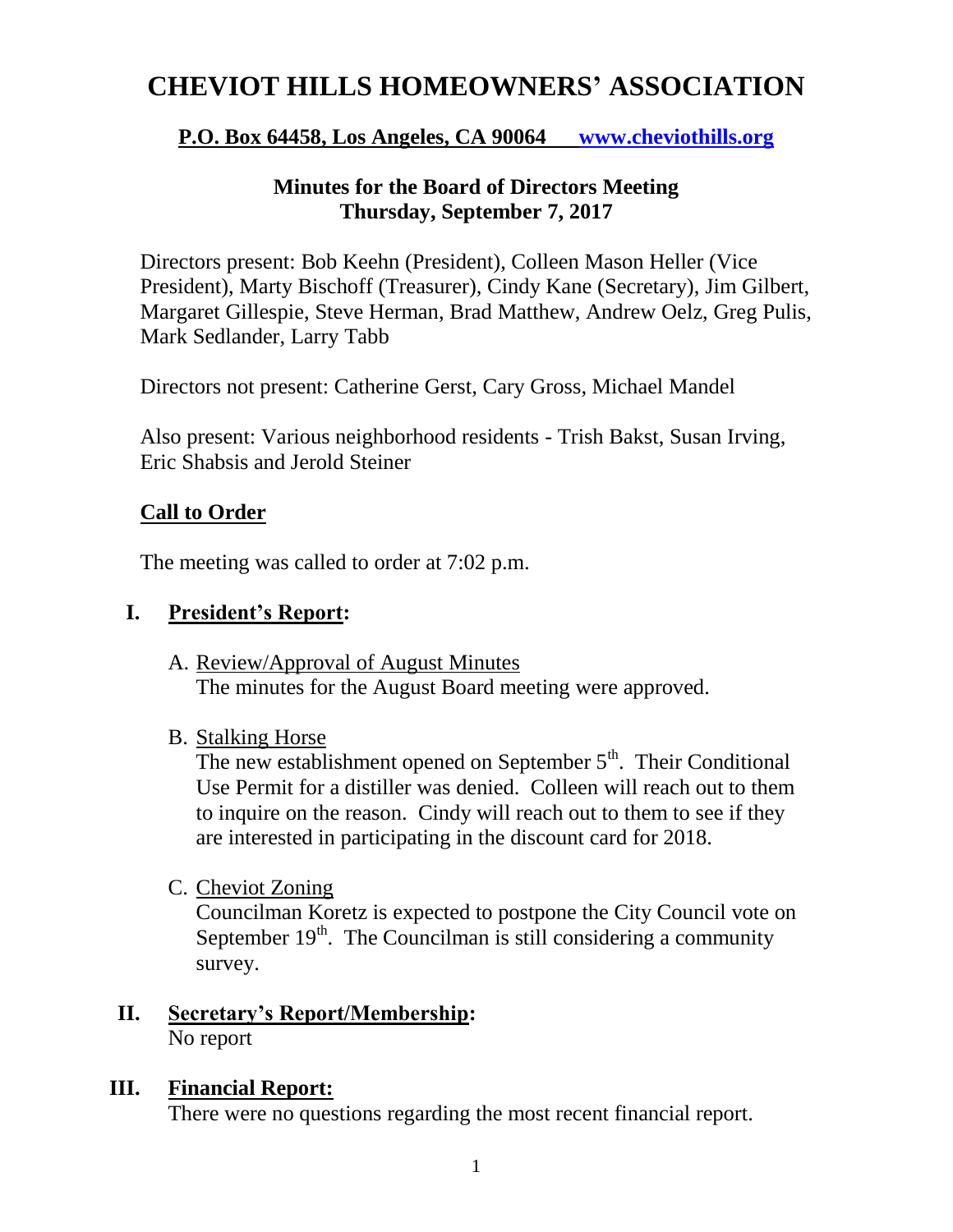# CHEVIOT HILLS HOMEOWNERS' ASSOCIATION

**P.O. Box 64458, Los Angeles, CA 90064 www.cheviothills.org**

**Minutes for the Board of Directors Meeting**
**Thursday, September 7, 2017**

Directors present: Bob Keehn (President), Colleen Mason Heller (Vice President), Marty Bischoff (Treasurer), Cindy Kane (Secretary), Jim Gilbert, Margaret Gillespie, Steve Herman, Brad Matthew, Andrew Oelz, Greg Pulis, Mark Sedlander, Larry Tabb

Directors not present: Catherine Gerst, Cary Gross, Michael Mandel

Also present: Various neighborhood residents - Trish Bakst, Susan Irving, Eric Shabsis and Jerold Steiner

## Call to Order

The meeting was called to order at 7:02 p.m.

## I. President's Report:

A. Review/Approval of August Minutes
The minutes for the August Board meeting were approved.

B. Stalking Horse
The new establishment opened on September 5th. Their Conditional Use Permit for a distiller was denied. Colleen will reach out to them to inquire on the reason. Cindy will reach out to them to see if they are interested in participating in the discount card for 2018.

C. Cheviot Zoning
Councilman Koretz is expected to postpone the City Council vote on September 19th. The Councilman is still considering a community survey.

## II. Secretary's Report/Membership:

No report

## III. Financial Report:

There were no questions regarding the most recent financial report.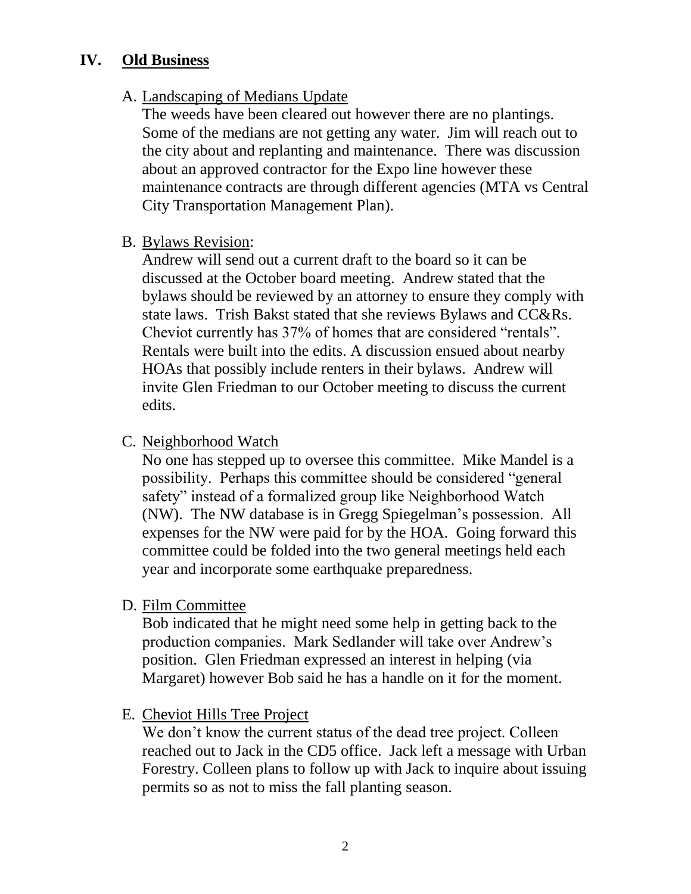## IV. Old Business

A. Landscaping of Medians Update

The weeds have been cleared out however there are no plantings. Some of the medians are not getting any water. Jim will reach out to the city about and replanting and maintenance. There was discussion about an approved contractor for the Expo line however these maintenance contracts are through different agencies (MTA vs Central City Transportation Management Plan).

B. Bylaws Revision:

Andrew will send out a current draft to the board so it can be discussed at the October board meeting. Andrew stated that the bylaws should be reviewed by an attorney to ensure they comply with state laws. Trish Bakst stated that she reviews Bylaws and CC&Rs. Cheviot currently has 37% of homes that are considered "rentals". Rentals were built into the edits. A discussion ensued about nearby HOAs that possibly include renters in their bylaws. Andrew will invite Glen Friedman to our October meeting to discuss the current edits.

C. Neighborhood Watch

No one has stepped up to oversee this committee. Mike Mandel is a possibility. Perhaps this committee should be considered "general safety" instead of a formalized group like Neighborhood Watch (NW). The NW database is in Gregg Spiegelman's possession. All expenses for the NW were paid for by the HOA. Going forward this committee could be folded into the two general meetings held each year and incorporate some earthquake preparedness.

D. Film Committee

Bob indicated that he might need some help in getting back to the production companies. Mark Sedlander will take over Andrew's position. Glen Friedman expressed an interest in helping (via Margaret) however Bob said he has a handle on it for the moment.

E. Cheviot Hills Tree Project

We don't know the current status of the dead tree project. Colleen reached out to Jack in the CD5 office. Jack left a message with Urban Forestry. Colleen plans to follow up with Jack to inquire about issuing permits so as not to miss the fall planting season.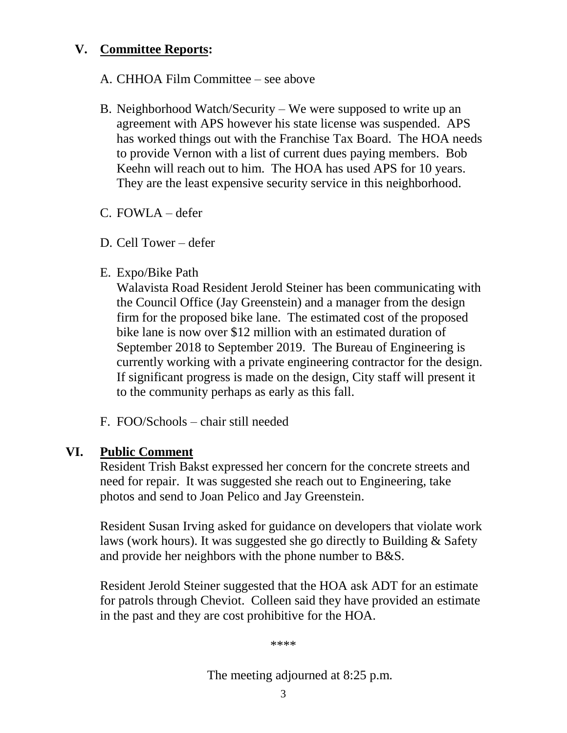## V. Committee Reports:

A. CHHOA Film Committee – see above

B. Neighborhood Watch/Security – We were supposed to write up an agreement with APS however his state license was suspended. APS has worked things out with the Franchise Tax Board. The HOA needs to provide Vernon with a list of current dues paying members. Bob Keehn will reach out to him. The HOA has used APS for 10 years. They are the least expensive security service in this neighborhood.

C. FOWLA – defer

D. Cell Tower – defer

E. Expo/Bike Path

Walavista Road Resident Jerold Steiner has been communicating with the Council Office (Jay Greenstein) and a manager from the design firm for the proposed bike lane. The estimated cost of the proposed bike lane is now over $12 million with an estimated duration of September 2018 to September 2019. The Bureau of Engineering is currently working with a private engineering contractor for the design. If significant progress is made on the design, City staff will present it to the community perhaps as early as this fall.

F. FOO/Schools – chair still needed

## VI. Public Comment

Resident Trish Bakst expressed her concern for the concrete streets and need for repair. It was suggested she reach out to Engineering, take photos and send to Joan Pelico and Jay Greenstein.

Resident Susan Irving asked for guidance on developers that violate work laws (work hours). It was suggested she go directly to Building & Safety and provide her neighbors with the phone number to B&S.

Resident Jerold Steiner suggested that the HOA ask ADT for an estimate for patrols through Cheviot. Colleen said they have provided an estimate in the past and they are cost prohibitive for the HOA.

****

The meeting adjourned at 8:25 p.m.